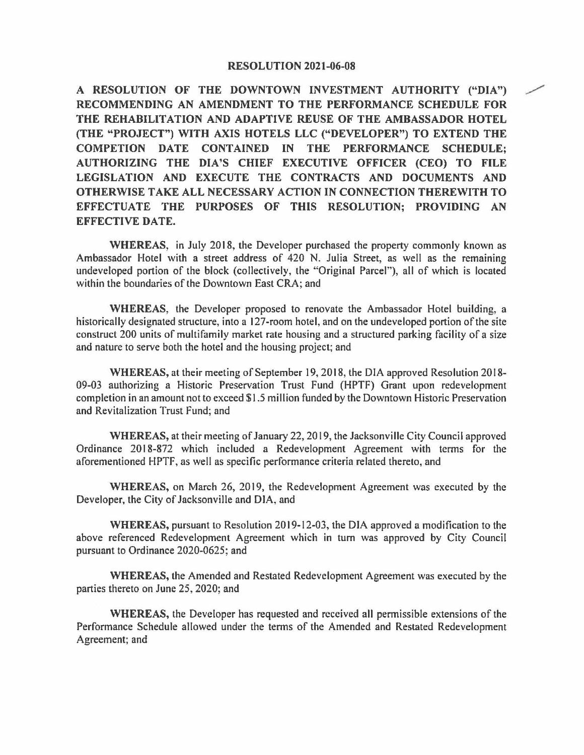# RESOLUTION 2021-06-08

**A RESOLUTION OF THE DOWNTOWN INVESTMENT AUTHORITY ("DIA") RECOMMENDING AN AMENDMENT TO THE PERFORMANCE SCHEDULE FOR THE REHABILITATION AND ADAPTIVE REUSE OF THE AMBASSADOR HOTEL (THE "PROJECT") WITH AXIS HOTELS LLC ("DEVELOPER") TO EXTEND THE COMPETION DATE CONTAINED IN THE PERFORMANCE SCHEDULE; AUTHORIZING THE DIA'S CHIEF EXECUTIVE OFFICER (CEO) TO FILE LEGISLATION AND EXECUTE THE CONTRACTS AND DOCUMENTS AND OTHERWISE TAKE ALL NECESSARY ACTION IN CONNECTION THEREWITH TO EFFECTUATE THE PURPOSES OF THIS RESOLUTION; PROVIDING AN EFFECTIVE DATE.**

**WHEREAS,** in July 2018, the Developer purchased the property commonly known as Ambassador Hotel with a street address of 420 N. Julia Street, as well as the remaining undeveloped portion of the block (collectively, the "Original Parcel"), all of which is located within the boundaries of the Downtown East CRA; and

**WHEREAS,** the Developer proposed to renovate the Ambassador Hotel building, a historically designated structure, into a 127-room hotel, and on the undeveloped portion of the site construct 200 units of multifamily market rate housing and a structured parking facility of a size and nature to serve both the hotel and the housing project; and

**WHEREAS,** at their meeting of September 19, 2018, the DIA approved Resolution 2018-09-03 authorizing a Historic Preservation Trust Fund (HPTF) Grant upon redevelopment completion in an amount not to exceed $1.5 million funded by the Downtown Historic Preservation and Revitalization Trust Fund; and

**WHEREAS,** at their meeting of January 22, 2019, the Jacksonville City Council approved Ordinance 2018-872 which included a Redevelopment Agreement with terms for the aforementioned HPTF, as well as specific performance criteria related thereto, and

**WHEREAS,** on March 26, 2019, the Redevelopment Agreement was executed by the Developer, the City of Jacksonville and DIA, and

**WHEREAS,** pursuant to Resolution 2019-12-03, the DIA approved a modification to the above referenced Redevelopment Agreement which in turn was approved by City Council pursuant to Ordinance 2020-0625; and

**WHEREAS,** the Amended and Restated Redevelopment Agreement was executed by the parties thereto on June 25, 2020; and

**WHEREAS,** the Developer has requested and received all permissible extensions of the Performance Schedule allowed under the terms of the Amended and Restated Redevelopment Agreement; and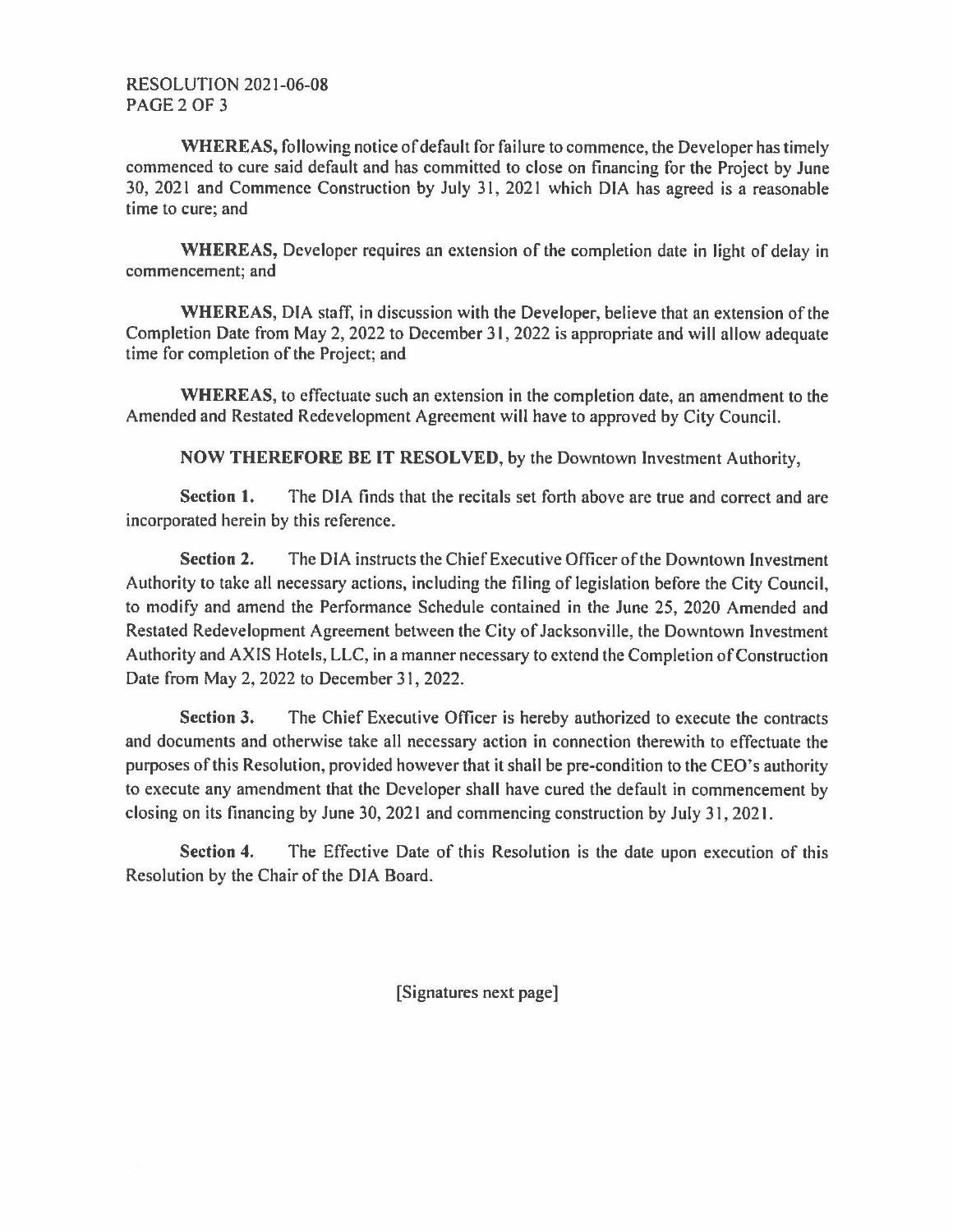**WHEREAS,** following notice of default for failure to commence, the Developer has timely commenced to cure said default and has committed to close on financing for the Project by June 30, 2021 and Commence Construction by July 31, 2021 which DIA has agreed is a reasonable time to cure; and

**WHEREAS,** Developer requires an extension of the completion date in light of delay in commencement; and

**WHEREAS,** DIA staff, in discussion with the Developer, believe that an extension of the Completion Date from May 2, 2022 to December 31, 2022 is appropriate and will allow adequate time for completion of the Project; and

**WHEREAS,** to effectuate such an extension in the completion date, an amendment to the Amended and Restated Redevelopment Agreement will have to approved by City Council.

**NOW THEREFORE BE IT RESOLVED**, by the Downtown Investment Authority,

**Section 1.** The DIA finds that the recitals set forth above are true and correct and are incorporated herein by this reference.

**Section 2.** The DIA instructs the Chief Executive Officer of the Downtown Investment Authority to take all necessary actions, including the filing of legislation before the City Council, to modify and amend the Performance Schedule contained in the June 25, 2020 Amended and Restated Redevelopment Agreement between the City of Jacksonville, the Downtown Investment Authority and AXIS Hotels, LLC, in a manner necessary to extend the Completion of Construction Date from May 2, 2022 to December 31, 2022.

**Section 3.** The Chief Executive Officer is hereby authorized to execute the contracts and documents and otherwise take all necessary action in connection therewith to effectuate the purposes of this Resolution, provided however that it shall be pre-condition to the CEO's authority to execute any amendment that the Developer shall have cured the default in commencement by closing on its financing by June 30, 2021 and commencing construction by July 31, 2021.

**Section 4.** The Effective Date of this Resolution is the date upon execution of this Resolution by the Chair of the DIA Board.

[Signatures next page]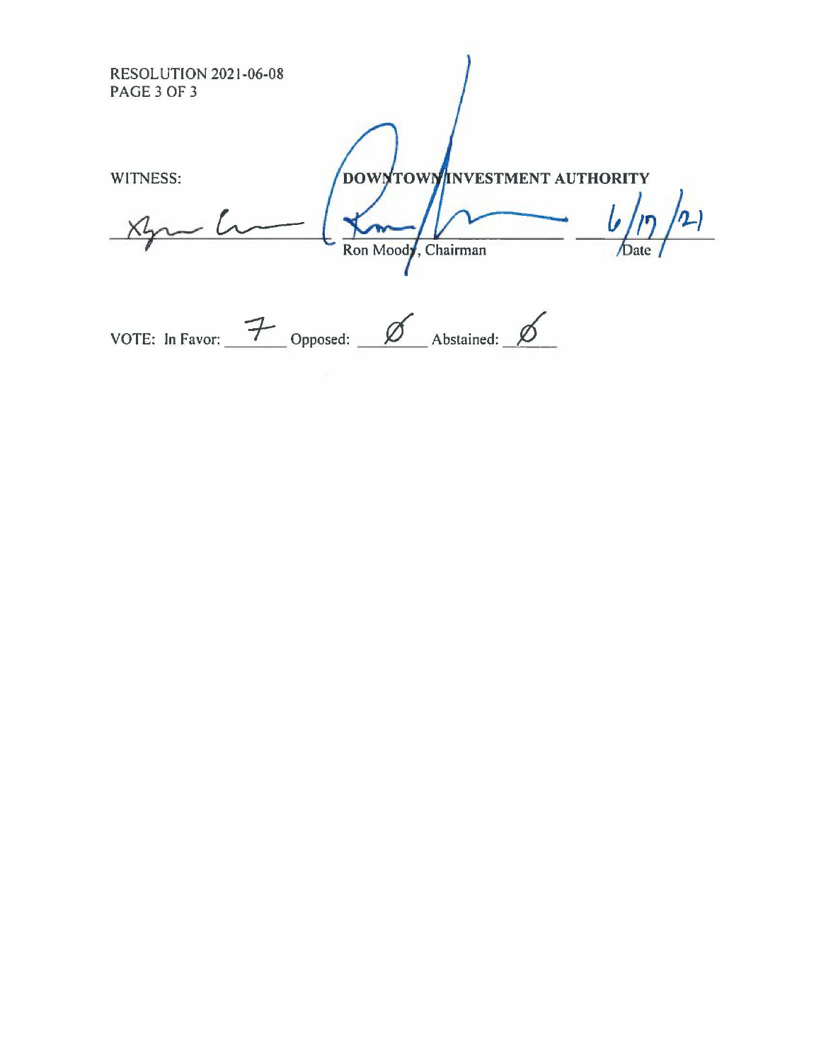RESOLUTION 2021-06-08
PAGE 3 OF 3

WITNESS: **DOWNTOWN INVESTMENT AUTHORITY**

Ron Moody, Chairman 6/17/21 Date

VOTE: In Favor: 7 Opposed: Ø Abstained: Ø